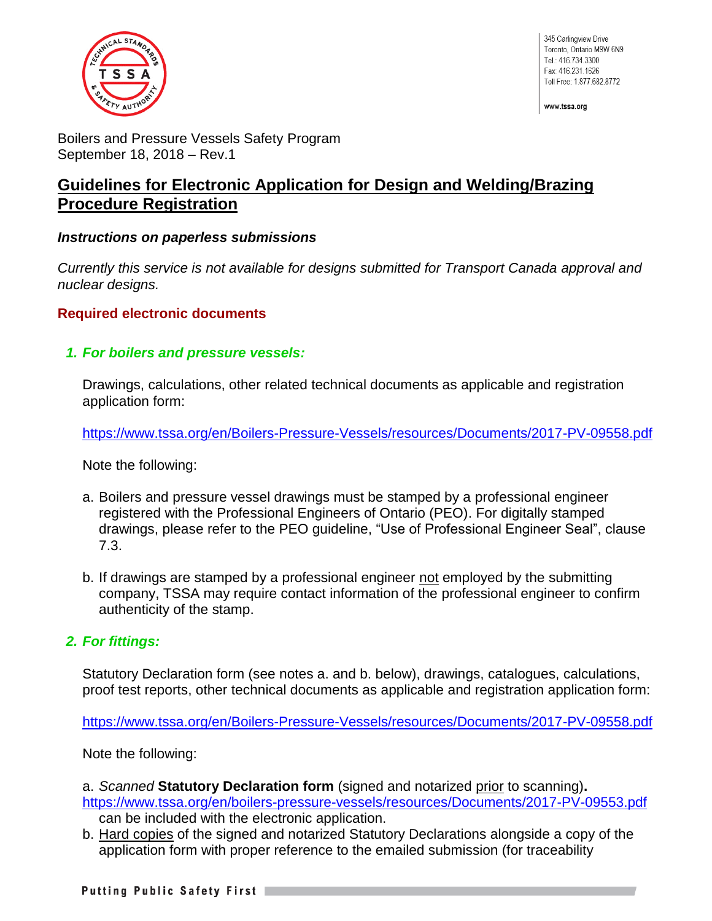345 Carlingview Drive
Toronto, Ontario M9W 6N9
Tel.: 416.734.3300
Fax: 416.231.1626
Toll Free: 1.877.682.8772

www.tssa.org

Boilers and Pressure Vessels Safety Program
September 18, 2018 – Rev.1

# Guidelines for Electronic Application for Design and Welding/Brazing Procedure Registration

***Instructions on paperless submissions***

*Currently this service is not available for designs submitted for Transport Canada approval and nuclear designs.*

## Required electronic documents

### *1. For boilers and pressure vessels:*

Drawings, calculations, other related technical documents as applicable and registration application form:

https://www.tssa.org/en/Boilers-Pressure-Vessels/resources/Documents/2017-PV-09558.pdf

Note the following:

a. Boilers and pressure vessel drawings must be stamped by a professional engineer registered with the Professional Engineers of Ontario (PEO). For digitally stamped drawings, please refer to the PEO guideline, "Use of Professional Engineer Seal", clause 7.3.

b. If drawings are stamped by a professional engineer not employed by the submitting company, TSSA may require contact information of the professional engineer to confirm authenticity of the stamp.

### *2. For fittings:*

Statutory Declaration form (see notes a. and b. below), drawings, catalogues, calculations, proof test reports, other technical documents as applicable and registration application form:

https://www.tssa.org/en/Boilers-Pressure-Vessels/resources/Documents/2017-PV-09558.pdf

Note the following:

a. *Scanned* **Statutory Declaration form** (signed and notarized prior to scanning). https://www.tssa.org/en/boilers-pressure-vessels/resources/Documents/2017-PV-09553.pdf can be included with the electronic application.

b. Hard copies of the signed and notarized Statutory Declarations alongside a copy of the application form with proper reference to the emailed submission (for traceability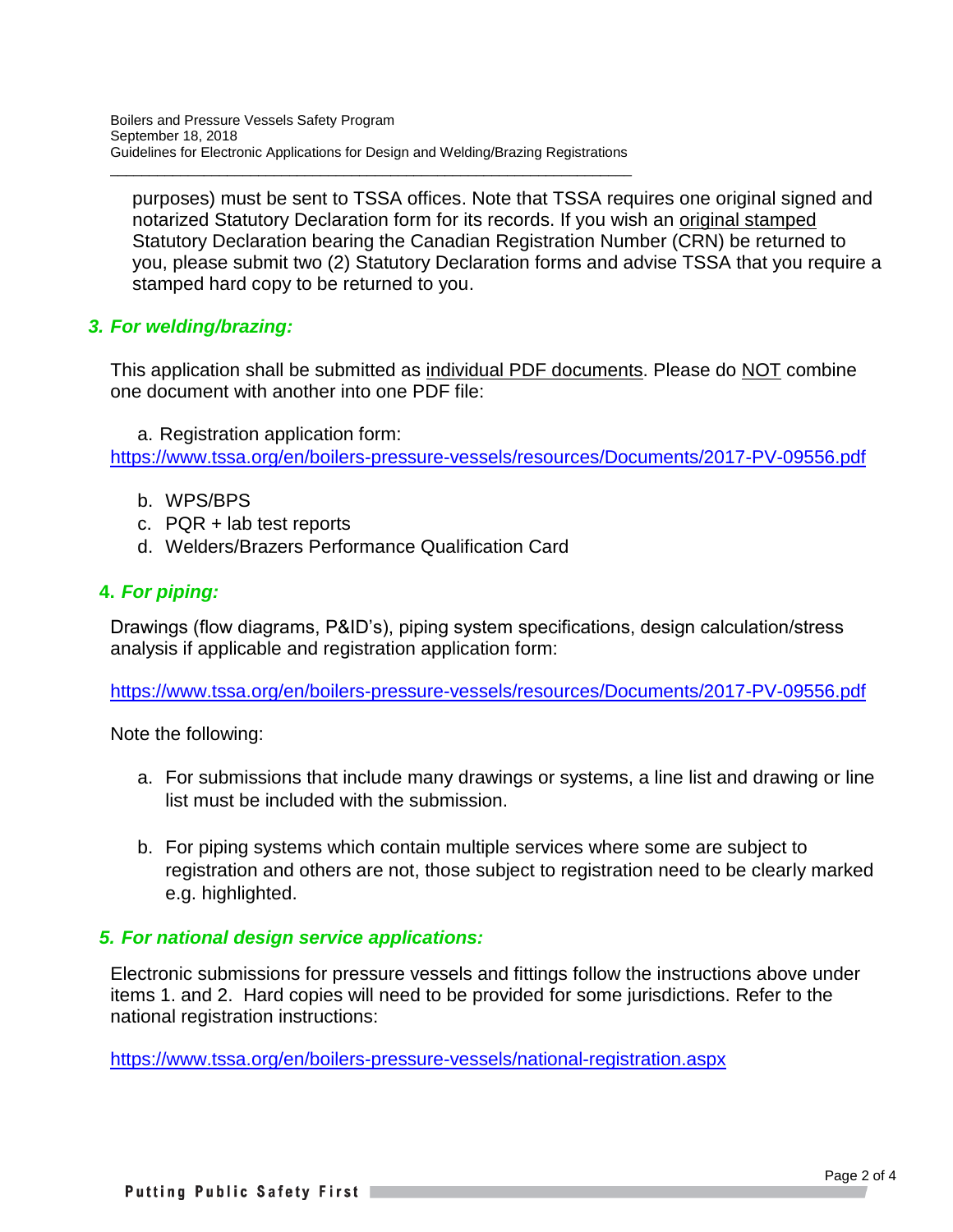purposes) must be sent to TSSA offices. Note that TSSA requires one original signed and notarized Statutory Declaration form for its records. If you wish an original stamped Statutory Declaration bearing the Canadian Registration Number (CRN) be returned to you, please submit two (2) Statutory Declaration forms and advise TSSA that you require a stamped hard copy to be returned to you.

### *3. For welding/brazing:*

This application shall be submitted as individual PDF documents. Please do NOT combine one document with another into one PDF file:

a. Registration application form:
https://www.tssa.org/en/boilers-pressure-vessels/resources/Documents/2017-PV-09556.pdf

b. WPS/BPS
c. PQR + lab test reports
d. Welders/Brazers Performance Qualification Card

### *4. For piping:*

Drawings (flow diagrams, P&ID's), piping system specifications, design calculation/stress analysis if applicable and registration application form:

https://www.tssa.org/en/boilers-pressure-vessels/resources/Documents/2017-PV-09556.pdf

Note the following:

a. For submissions that include many drawings or systems, a line list and drawing or line list must be included with the submission.

b. For piping systems which contain multiple services where some are subject to registration and others are not, those subject to registration need to be clearly marked e.g. highlighted.

### *5. For national design service applications:*

Electronic submissions for pressure vessels and fittings follow the instructions above under items 1. and 2. Hard copies will need to be provided for some jurisdictions. Refer to the national registration instructions:

https://www.tssa.org/en/boilers-pressure-vessels/national-registration.aspx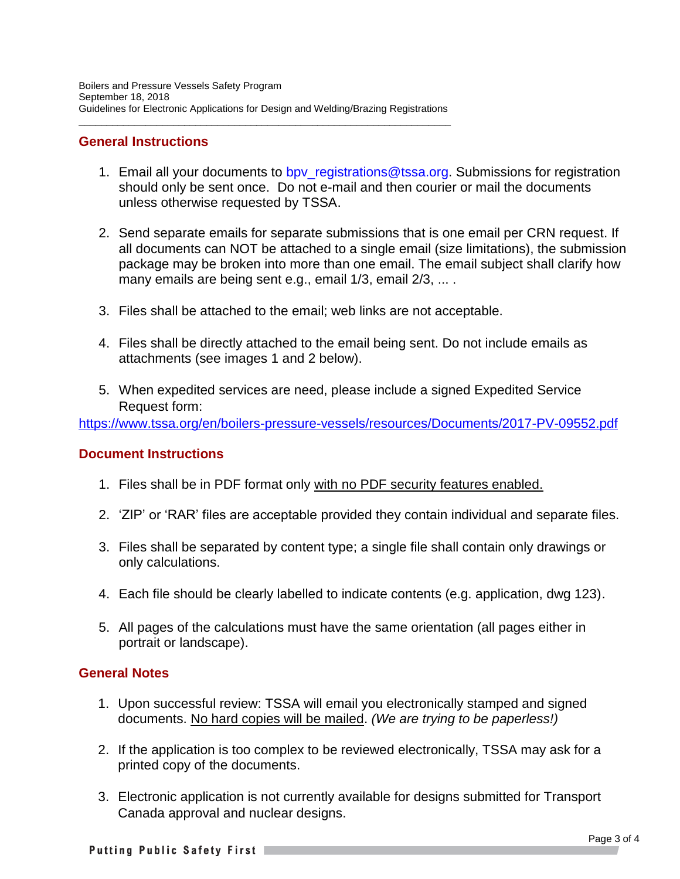## General Instructions

1. Email all your documents to bpv_registrations@tssa.org. Submissions for registration should only be sent once. Do not e-mail and then courier or mail the documents unless otherwise requested by TSSA.

2. Send separate emails for separate submissions that is one email per CRN request. If all documents can NOT be attached to a single email (size limitations), the submission package may be broken into more than one email. The email subject shall clarify how many emails are being sent e.g., email 1/3, email 2/3, ... .

3. Files shall be attached to the email; web links are not acceptable.

4. Files shall be directly attached to the email being sent. Do not include emails as attachments (see images 1 and 2 below).

5. When expedited services are need, please include a signed Expedited Service Request form:
https://www.tssa.org/en/boilers-pressure-vessels/resources/Documents/2017-PV-09552.pdf

## Document Instructions

1. Files shall be in PDF format only with no PDF security features enabled.

2. 'ZIP' or 'RAR' files are acceptable provided they contain individual and separate files.

3. Files shall be separated by content type; a single file shall contain only drawings or only calculations.

4. Each file should be clearly labelled to indicate contents (e.g. application, dwg 123).

5. All pages of the calculations must have the same orientation (all pages either in portrait or landscape).

## General Notes

1. Upon successful review: TSSA will email you electronically stamped and signed documents. No hard copies will be mailed. *(We are trying to be paperless!)*

2. If the application is too complex to be reviewed electronically, TSSA may ask for a printed copy of the documents.

3. Electronic application is not currently available for designs submitted for Transport Canada approval and nuclear designs.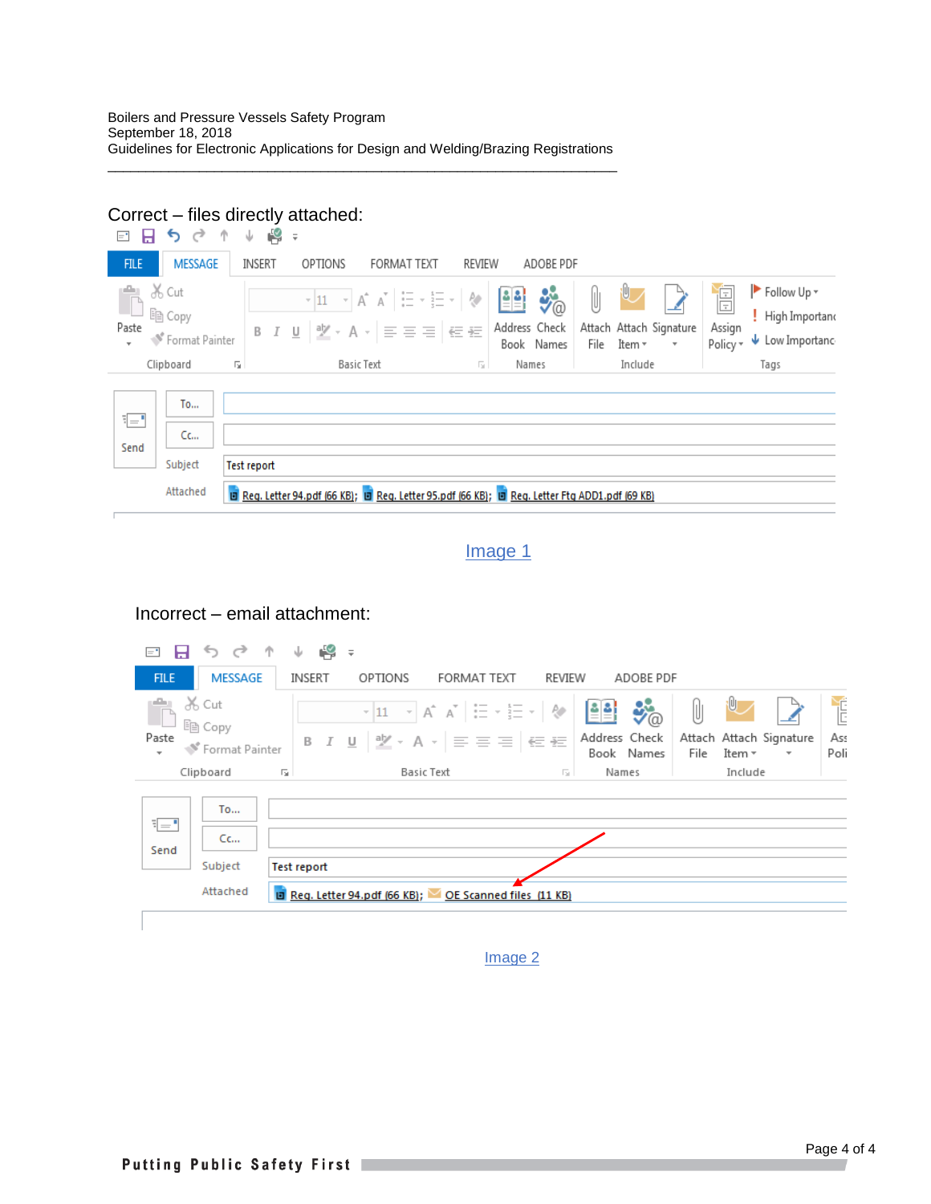Correct – files directly attached:

Image 1

Incorrect – email attachment:

Image 2